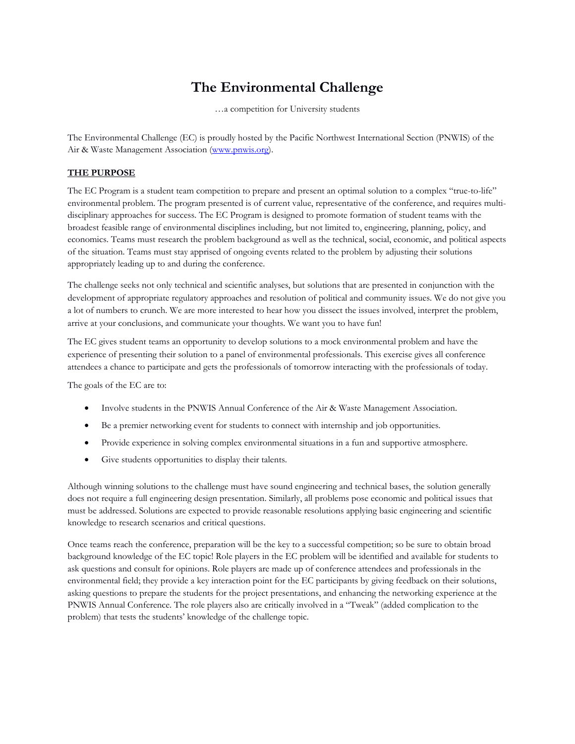# The Environmental Challenge

…a competition for University students

The Environmental Challenge (EC) is proudly hosted by the Pacific Northwest International Section (PNWIS) of the Air & Waste Management Association ([www.pnwis.org](http://www.pnwis.org)).

## THE PURPOSE

The EC Program is a student team competition to prepare and present an optimal solution to a complex "true-to-life" environmental problem. The program presented is of current value, representative of the conference, and requires multi-disciplinary approaches for success. The EC Program is designed to promote formation of student teams with the broadest feasible range of environmental disciplines including, but not limited to, engineering, planning, policy, and economics. Teams must research the problem background as well as the technical, social, economic, and political aspects of the situation. Teams must stay apprised of ongoing events related to the problem by adjusting their solutions appropriately leading up to and during the conference.

The challenge seeks not only technical and scientific analyses, but solutions that are presented in conjunction with the development of appropriate regulatory approaches and resolution of political and community issues. We do not give you a lot of numbers to crunch. We are more interested to hear how you dissect the issues involved, interpret the problem, arrive at your conclusions, and communicate your thoughts. We want you to have fun!

The EC gives student teams an opportunity to develop solutions to a mock environmental problem and have the experience of presenting their solution to a panel of environmental professionals. This exercise gives all conference attendees a chance to participate and gets the professionals of tomorrow interacting with the professionals of today.

The goals of the EC are to:

- Involve students in the PNWIS Annual Conference of the Air & Waste Management Association.
- Be a premier networking event for students to connect with internship and job opportunities.
- Provide experience in solving complex environmental situations in a fun and supportive atmosphere.
- Give students opportunities to display their talents.

Although winning solutions to the challenge must have sound engineering and technical bases, the solution generally does not require a full engineering design presentation. Similarly, all problems pose economic and political issues that must be addressed. Solutions are expected to provide reasonable resolutions applying basic engineering and scientific knowledge to research scenarios and critical questions.

Once teams reach the conference, preparation will be the key to a successful competition; so be sure to obtain broad background knowledge of the EC topic! Role players in the EC problem will be identified and available for students to ask questions and consult for opinions. Role players are made up of conference attendees and professionals in the environmental field; they provide a key interaction point for the EC participants by giving feedback on their solutions, asking questions to prepare the students for the project presentations, and enhancing the networking experience at the PNWIS Annual Conference. The role players also are critically involved in a "Tweak" (added complication to the problem) that tests the students' knowledge of the challenge topic.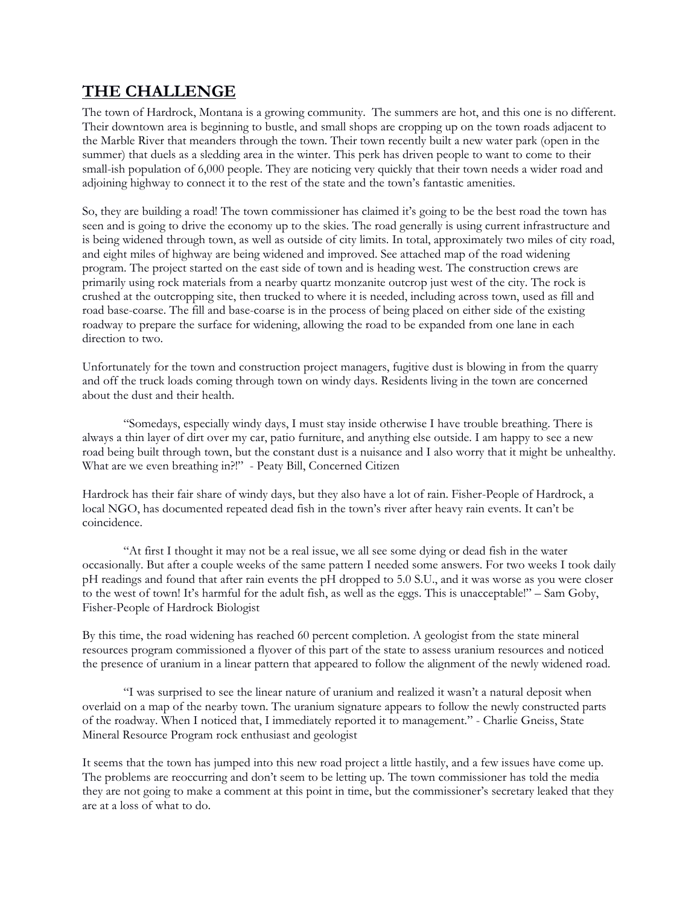## THE CHALLENGE

The town of Hardrock, Montana is a growing community. The summers are hot, and this one is no different. Their downtown area is beginning to bustle, and small shops are cropping up on the town roads adjacent to the Marble River that meanders through the town. Their town recently built a new water park (open in the summer) that duels as a sledding area in the winter. This perk has driven people to want to come to their small-ish population of 6,000 people. They are noticing very quickly that their town needs a wider road and adjoining highway to connect it to the rest of the state and the town's fantastic amenities.

So, they are building a road! The town commissioner has claimed it's going to be the best road the town has seen and is going to drive the economy up to the skies. The road generally is using current infrastructure and is being widened through town, as well as outside of city limits. In total, approximately two miles of city road, and eight miles of highway are being widened and improved. See attached map of the road widening program. The project started on the east side of town and is heading west. The construction crews are primarily using rock materials from a nearby quartz monzanite outcrop just west of the city. The rock is crushed at the outcropping site, then trucked to where it is needed, including across town, used as fill and road base-coarse. The fill and base-coarse is in the process of being placed on either side of the existing roadway to prepare the surface for widening, allowing the road to be expanded from one lane in each direction to two.

Unfortunately for the town and construction project managers, fugitive dust is blowing in from the quarry and off the truck loads coming through town on windy days. Residents living in the town are concerned about the dust and their health.

"Somedays, especially windy days, I must stay inside otherwise I have trouble breathing. There is always a thin layer of dirt over my car, patio furniture, and anything else outside. I am happy to see a new road being built through town, but the constant dust is a nuisance and I also worry that it might be unhealthy. What are we even breathing in?!" - Peaty Bill, Concerned Citizen

Hardrock has their fair share of windy days, but they also have a lot of rain. Fisher-People of Hardrock, a local NGO, has documented repeated dead fish in the town's river after heavy rain events. It can't be coincidence.

"At first I thought it may not be a real issue, we all see some dying or dead fish in the water occasionally. But after a couple weeks of the same pattern I needed some answers. For two weeks I took daily pH readings and found that after rain events the pH dropped to 5.0 S.U., and it was worse as you were closer to the west of town! It's harmful for the adult fish, as well as the eggs. This is unacceptable!" – Sam Goby, Fisher-People of Hardrock Biologist

By this time, the road widening has reached 60 percent completion. A geologist from the state mineral resources program commissioned a flyover of this part of the state to assess uranium resources and noticed the presence of uranium in a linear pattern that appeared to follow the alignment of the newly widened road.

"I was surprised to see the linear nature of uranium and realized it wasn't a natural deposit when overlaid on a map of the nearby town. The uranium signature appears to follow the newly constructed parts of the roadway. When I noticed that, I immediately reported it to management." - Charlie Gneiss, State Mineral Resource Program rock enthusiast and geologist

It seems that the town has jumped into this new road project a little hastily, and a few issues have come up. The problems are reoccurring and don't seem to be letting up. The town commissioner has told the media they are not going to make a comment at this point in time, but the commissioner's secretary leaked that they are at a loss of what to do.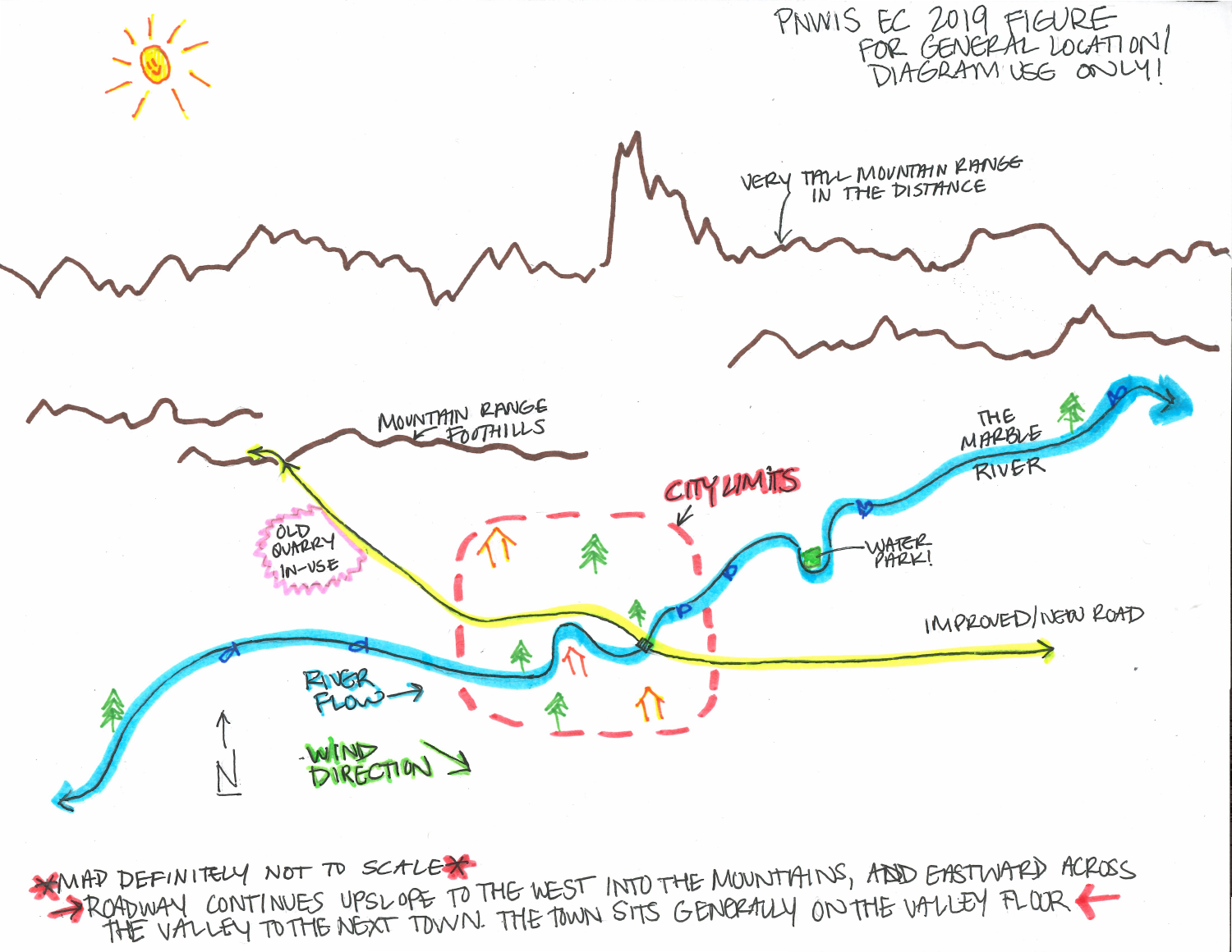PNWIS EC 2019 FIGURE FOR GENERAL LOCATION/ DIAGRAM USE ONLY!

VERY TALL MOUNTAIN RANGE IN THE DISTANCE

MOUNTAIN RANGE FOOTHILLS

OLD QUARRY IN-USE

CITY LIMITS

WATER PARK!

THE MARBLE RIVER

IMPROVED/NEW ROAD

RIVER FLOW

N

WIND DIRECTION

*MAP DEFINITELY NOT TO SCALE*

→ ROADWAY CONTINUES UPSLOPE TO THE WEST INTO THE MOUNTAINS, AND EASTWARD ACROSS THE VALLEY TO THE NEXT TOWN. THE TOWN SITS GENERALLY ON THE VALLEY FLOOR ←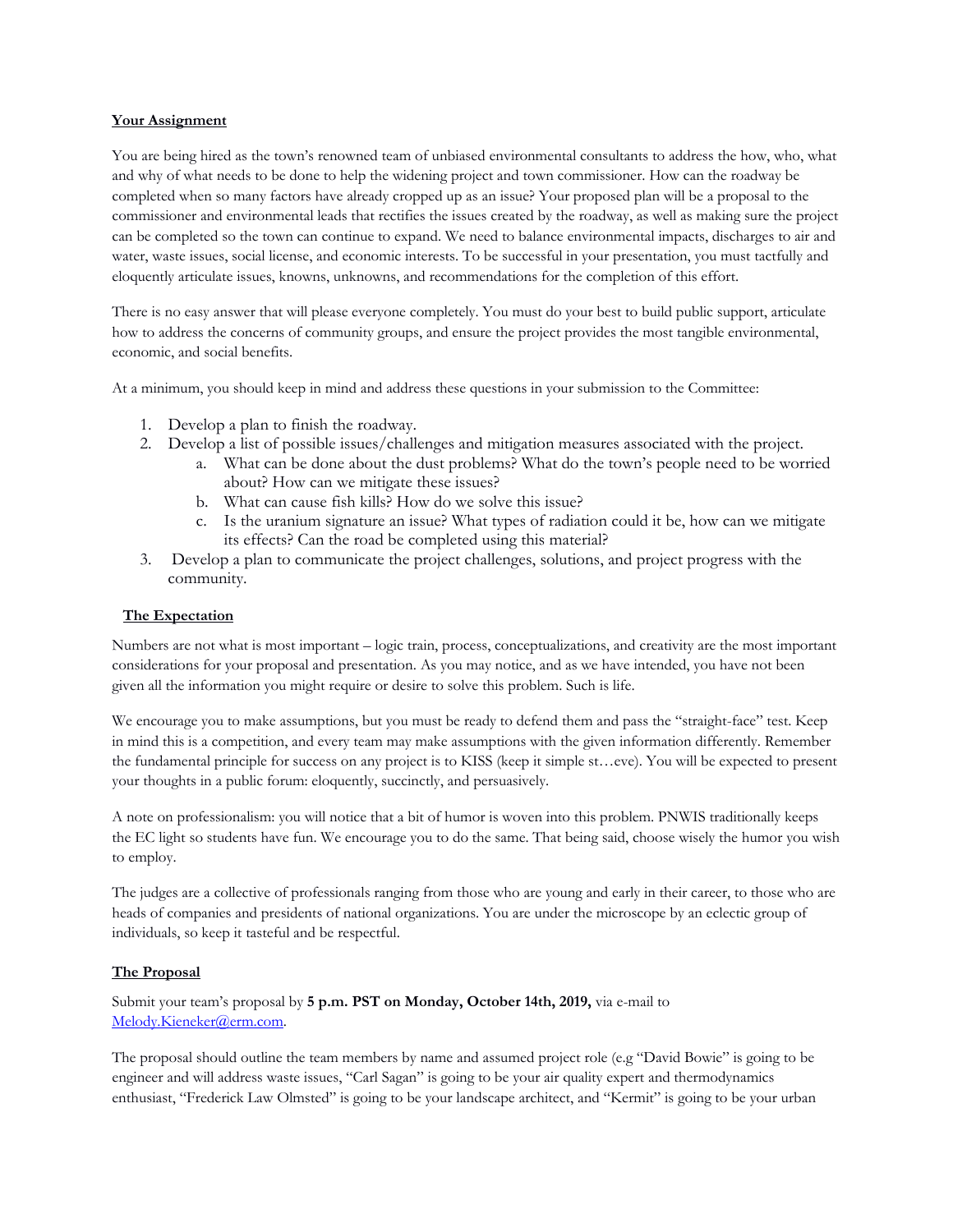**Your Assignment**

You are being hired as the town's renowned team of unbiased environmental consultants to address the how, who, what and why of what needs to be done to help the widening project and town commissioner. How can the roadway be completed when so many factors have already cropped up as an issue? Your proposed plan will be a proposal to the commissioner and environmental leads that rectifies the issues created by the roadway, as well as making sure the project can be completed so the town can continue to expand. We need to balance environmental impacts, discharges to air and water, waste issues, social license, and economic interests. To be successful in your presentation, you must tactfully and eloquently articulate issues, knowns, unknowns, and recommendations for the completion of this effort.

There is no easy answer that will please everyone completely. You must do your best to build public support, articulate how to address the concerns of community groups, and ensure the project provides the most tangible environmental, economic, and social benefits.

At a minimum, you should keep in mind and address these questions in your submission to the Committee:

1. Develop a plan to finish the roadway.
2. Develop a list of possible issues/challenges and mitigation measures associated with the project.
   a. What can be done about the dust problems? What do the town's people need to be worried about? How can we mitigate these issues?
   b. What can cause fish kills? How do we solve this issue?
   c. Is the uranium signature an issue? What types of radiation could it be, how can we mitigate its effects? Can the road be completed using this material?
3. Develop a plan to communicate the project challenges, solutions, and project progress with the community.

**The Expectation**

Numbers are not what is most important – logic train, process, conceptualizations, and creativity are the most important considerations for your proposal and presentation. As you may notice, and as we have intended, you have not been given all the information you might require or desire to solve this problem. Such is life.

We encourage you to make assumptions, but you must be ready to defend them and pass the "straight-face" test. Keep in mind this is a competition, and every team may make assumptions with the given information differently. Remember the fundamental principle for success on any project is to KISS (keep it simple st…eve). You will be expected to present your thoughts in a public forum: eloquently, succinctly, and persuasively.

A note on professionalism: you will notice that a bit of humor is woven into this problem. PNWIS traditionally keeps the EC light so students have fun. We encourage you to do the same. That being said, choose wisely the humor you wish to employ.

The judges are a collective of professionals ranging from those who are young and early in their career, to those who are heads of companies and presidents of national organizations. You are under the microscope by an eclectic group of individuals, so keep it tasteful and be respectful.

**The Proposal**

Submit your team's proposal by **5 p.m. PST on Monday, October 14th, 2019,** via e-mail to Melody.Kieneker@erm.com.

The proposal should outline the team members by name and assumed project role (e.g "David Bowie" is going to be engineer and will address waste issues, "Carl Sagan" is going to be your air quality expert and thermodynamics enthusiast, "Frederick Law Olmsted" is going to be your landscape architect, and "Kermit" is going to be your urban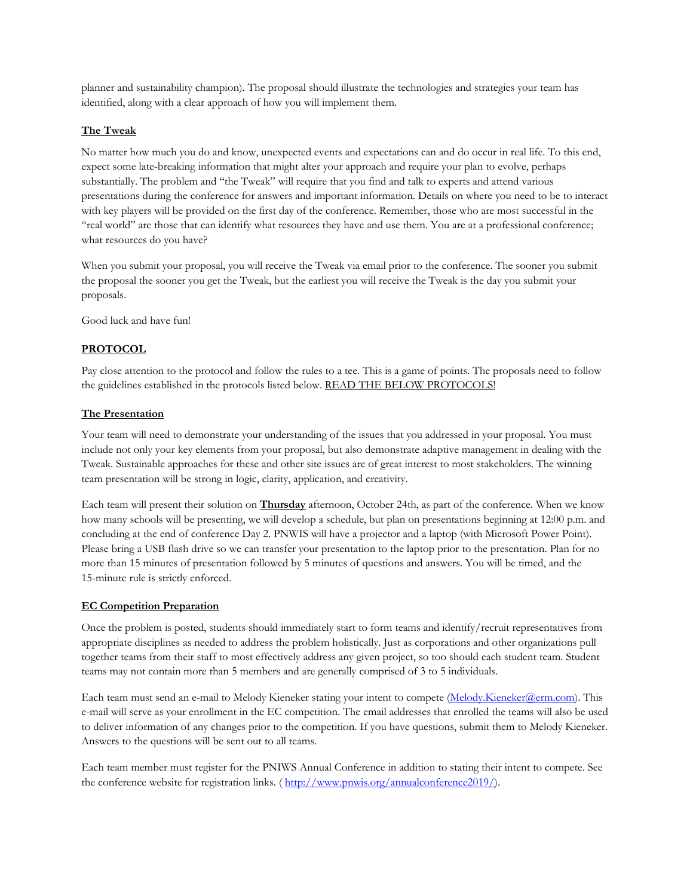planner and sustainability champion). The proposal should illustrate the technologies and strategies your team has identified, along with a clear approach of how you will implement them.

**The Tweak**

No matter how much you do and know, unexpected events and expectations can and do occur in real life. To this end, expect some late-breaking information that might alter your approach and require your plan to evolve, perhaps substantially. The problem and "the Tweak" will require that you find and talk to experts and attend various presentations during the conference for answers and important information. Details on where you need to be to interact with key players will be provided on the first day of the conference. Remember, those who are most successful in the "real world" are those that can identify what resources they have and use them. You are at a professional conference; what resources do you have?

When you submit your proposal, you will receive the Tweak via email prior to the conference. The sooner you submit the proposal the sooner you get the Tweak, but the earliest you will receive the Tweak is the day you submit your proposals.

Good luck and have fun!

**PROTOCOL**

Pay close attention to the protocol and follow the rules to a tee. This is a game of points. The proposals need to follow the guidelines established in the protocols listed below. READ THE BELOW PROTOCOLS!

**The Presentation**

Your team will need to demonstrate your understanding of the issues that you addressed in your proposal. You must include not only your key elements from your proposal, but also demonstrate adaptive management in dealing with the Tweak. Sustainable approaches for these and other site issues are of great interest to most stakeholders. The winning team presentation will be strong in logic, clarity, application, and creativity.

Each team will present their solution on **Thursday** afternoon, October 24th, as part of the conference. When we know how many schools will be presenting, we will develop a schedule, but plan on presentations beginning at 12:00 p.m. and concluding at the end of conference Day 2. PNWIS will have a projector and a laptop (with Microsoft Power Point). Please bring a USB flash drive so we can transfer your presentation to the laptop prior to the presentation. Plan for no more than 15 minutes of presentation followed by 5 minutes of questions and answers. You will be timed, and the 15-minute rule is strictly enforced.

**EC Competition Preparation**

Once the problem is posted, students should immediately start to form teams and identify/recruit representatives from appropriate disciplines as needed to address the problem holistically. Just as corporations and other organizations pull together teams from their staff to most effectively address any given project, so too should each student team. Student teams may not contain more than 5 members and are generally comprised of 3 to 5 individuals.

Each team must send an e-mail to Melody Kieneker stating your intent to compete (Melody.Kieneker@erm.com). This e-mail will serve as your enrollment in the EC competition. The email addresses that enrolled the teams will also be used to deliver information of any changes prior to the competition. If you have questions, submit them to Melody Kieneker. Answers to the questions will be sent out to all teams.

Each team member must register for the PNIWS Annual Conference in addition to stating their intent to compete. See the conference website for registration links. ( http://www.pnwis.org/annualconference2019/).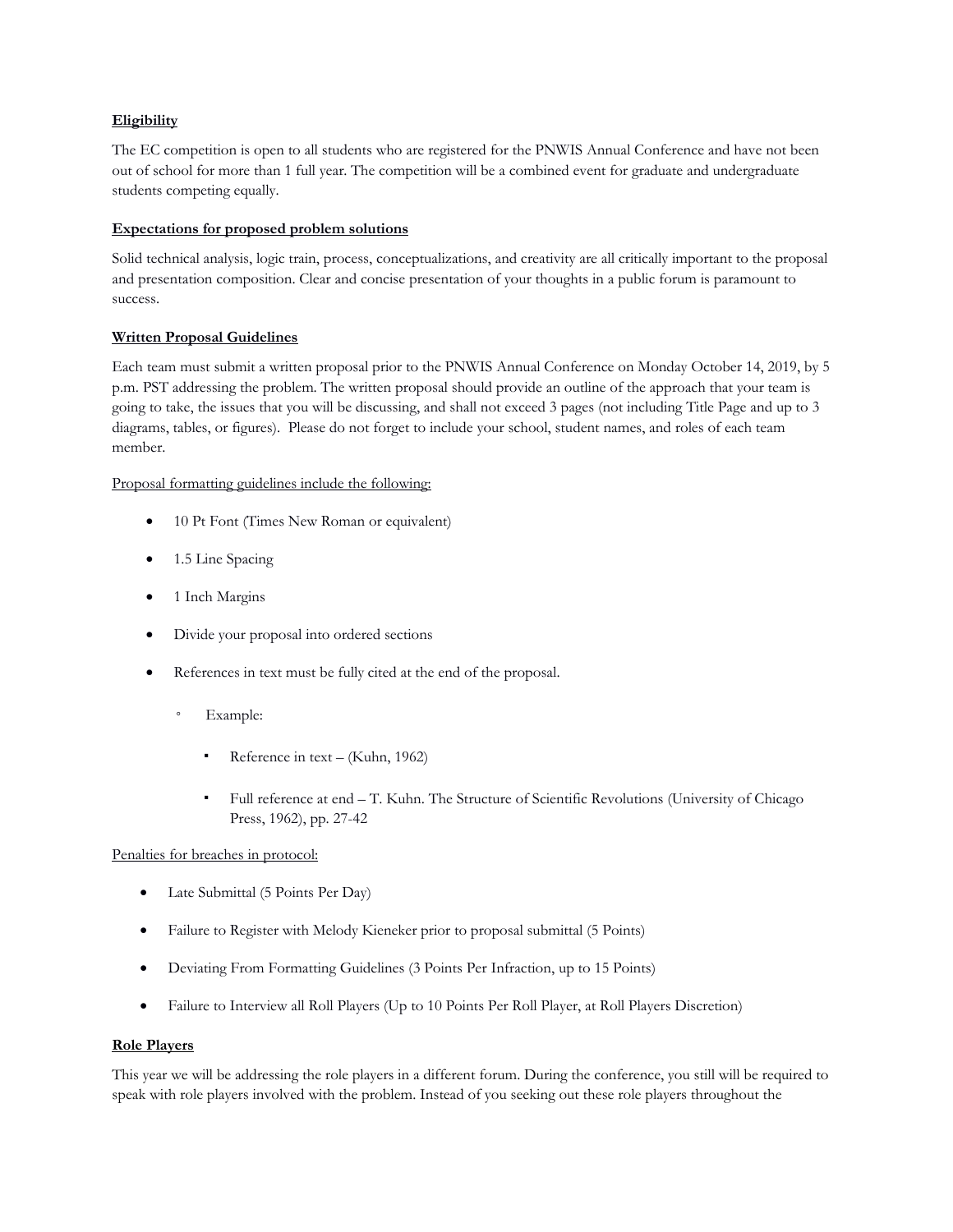**Eligibility**

The EC competition is open to all students who are registered for the PNWIS Annual Conference and have not been out of school for more than 1 full year. The competition will be a combined event for graduate and undergraduate students competing equally.

**Expectations for proposed problem solutions**

Solid technical analysis, logic train, process, conceptualizations, and creativity are all critically important to the proposal and presentation composition. Clear and concise presentation of your thoughts in a public forum is paramount to success.

**Written Proposal Guidelines**

Each team must submit a written proposal prior to the PNWIS Annual Conference on Monday October 14, 2019, by 5 p.m. PST addressing the problem. The written proposal should provide an outline of the approach that your team is going to take, the issues that you will be discussing, and shall not exceed 3 pages (not including Title Page and up to 3 diagrams, tables, or figures). Please do not forget to include your school, student names, and roles of each team member.

Proposal formatting guidelines include the following:

- 10 Pt Font (Times New Roman or equivalent)
- 1.5 Line Spacing
- 1 Inch Margins
- Divide your proposal into ordered sections
- References in text must be fully cited at the end of the proposal.
  - Example:
    - Reference in text – (Kuhn, 1962)
    - Full reference at end – T. Kuhn. The Structure of Scientific Revolutions (University of Chicago Press, 1962), pp. 27-42

Penalties for breaches in protocol:

- Late Submittal (5 Points Per Day)
- Failure to Register with Melody Kieneker prior to proposal submittal (5 Points)
- Deviating From Formatting Guidelines (3 Points Per Infraction, up to 15 Points)
- Failure to Interview all Roll Players (Up to 10 Points Per Roll Player, at Roll Players Discretion)

**Role Players**

This year we will be addressing the role players in a different forum. During the conference, you still will be required to speak with role players involved with the problem. Instead of you seeking out these role players throughout the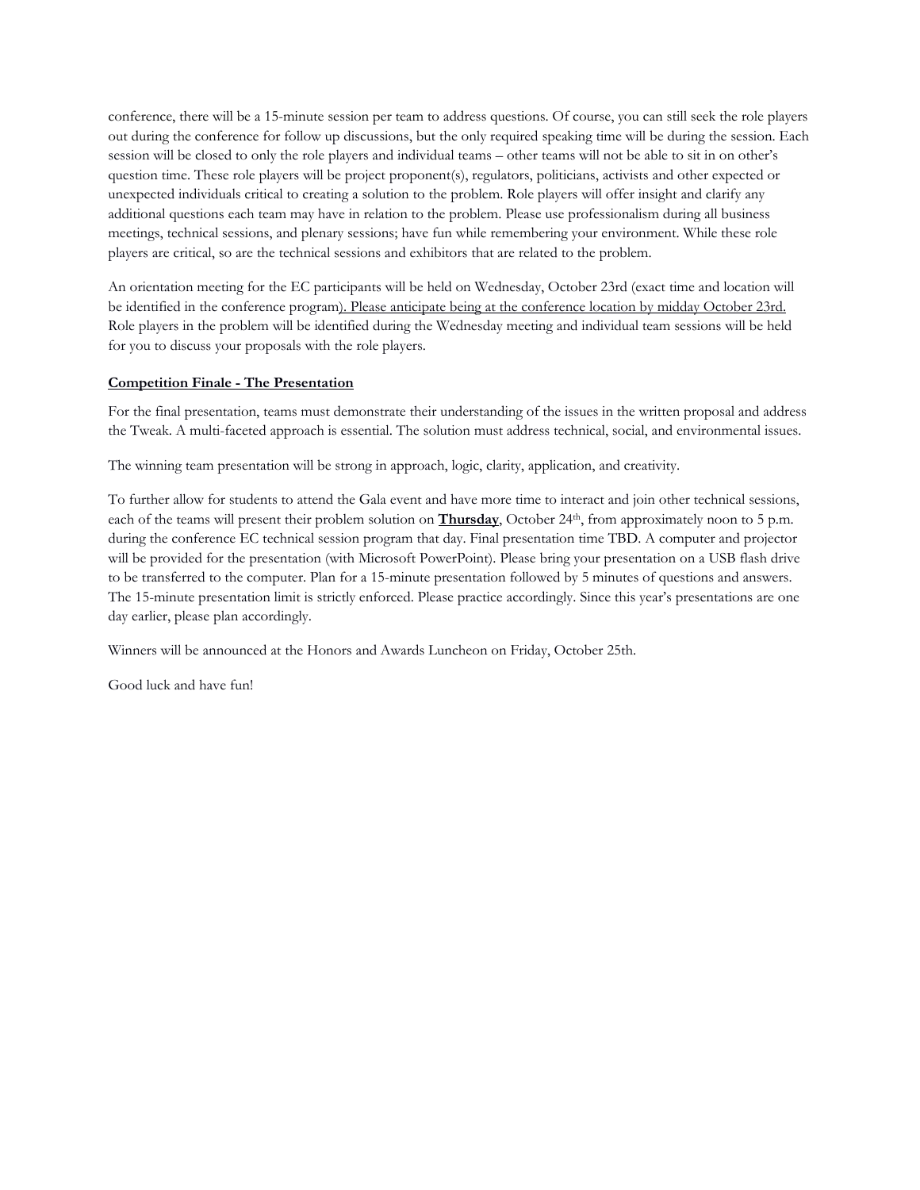conference, there will be a 15-minute session per team to address questions. Of course, you can still seek the role players out during the conference for follow up discussions, but the only required speaking time will be during the session. Each session will be closed to only the role players and individual teams – other teams will not be able to sit in on other's question time. These role players will be project proponent(s), regulators, politicians, activists and other expected or unexpected individuals critical to creating a solution to the problem. Role players will offer insight and clarify any additional questions each team may have in relation to the problem. Please use professionalism during all business meetings, technical sessions, and plenary sessions; have fun while remembering your environment. While these role players are critical, so are the technical sessions and exhibitors that are related to the problem.

An orientation meeting for the EC participants will be held on Wednesday, October 23rd (exact time and location will be identified in the conference program). Please anticipate being at the conference location by midday October 23rd. Role players in the problem will be identified during the Wednesday meeting and individual team sessions will be held for you to discuss your proposals with the role players.

**Competition Finale - The Presentation**

For the final presentation, teams must demonstrate their understanding of the issues in the written proposal and address the Tweak. A multi-faceted approach is essential. The solution must address technical, social, and environmental issues.

The winning team presentation will be strong in approach, logic, clarity, application, and creativity.

To further allow for students to attend the Gala event and have more time to interact and join other technical sessions, each of the teams will present their problem solution on **Thursday**, October 24th, from approximately noon to 5 p.m. during the conference EC technical session program that day. Final presentation time TBD. A computer and projector will be provided for the presentation (with Microsoft PowerPoint). Please bring your presentation on a USB flash drive to be transferred to the computer. Plan for a 15-minute presentation followed by 5 minutes of questions and answers. The 15-minute presentation limit is strictly enforced. Please practice accordingly. Since this year's presentations are one day earlier, please plan accordingly.

Winners will be announced at the Honors and Awards Luncheon on Friday, October 25th.

Good luck and have fun!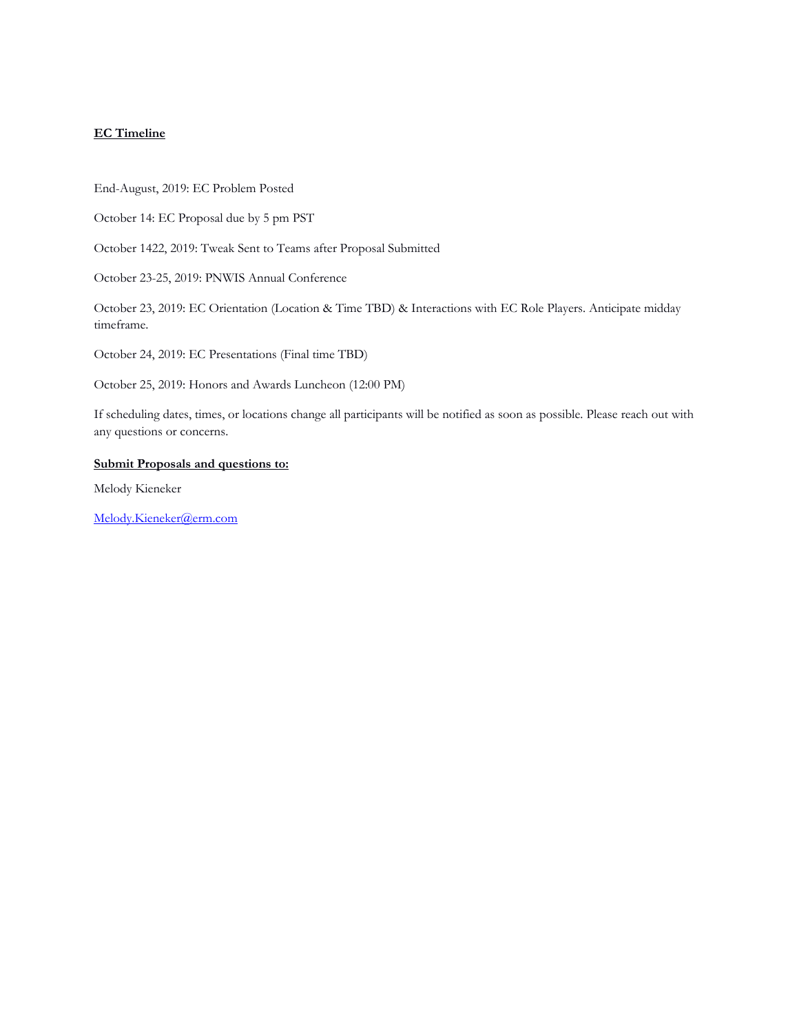**EC Timeline**

End-August, 2019: EC Problem Posted

October 14: EC Proposal due by 5 pm PST

October 1422, 2019: Tweak Sent to Teams after Proposal Submitted

October 23-25, 2019: PNWIS Annual Conference

October 23, 2019: EC Orientation (Location & Time TBD) & Interactions with EC Role Players. Anticipate midday timeframe.

October 24, 2019: EC Presentations (Final time TBD)

October 25, 2019: Honors and Awards Luncheon (12:00 PM)

If scheduling dates, times, or locations change all participants will be notified as soon as possible. Please reach out with any questions or concerns.

**Submit Proposals and questions to:**

Melody Kieneker

Melody.Kieneker@erm.com